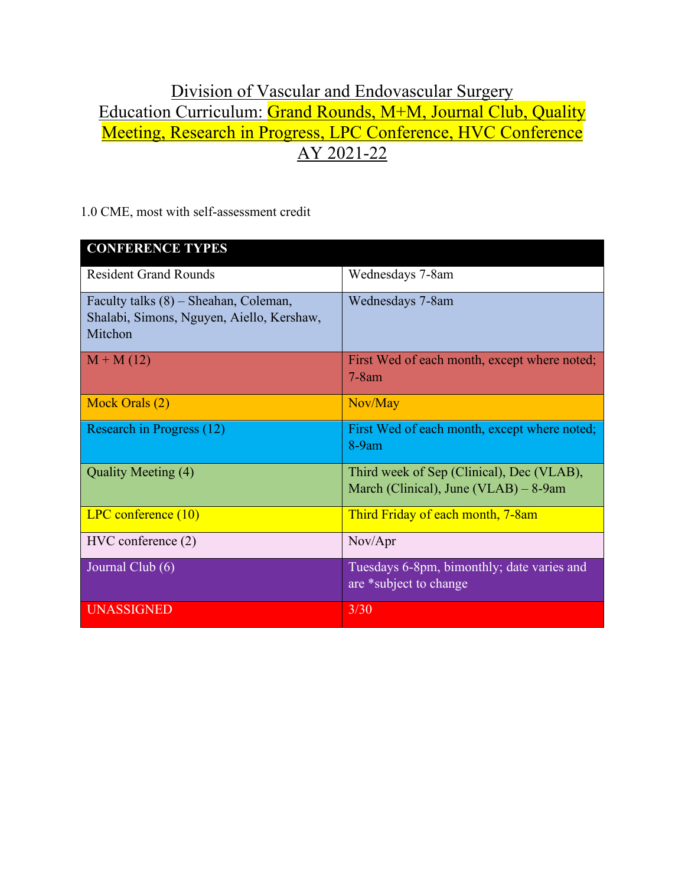# Division of Vascular and Endovascular Surgery

## Education Curriculum: Grand Rounds, M+M, Journal Club, Quality Meeting, Research in Progress, LPC Conference, HVC Conference

## AY 2021-22

1.0 CME, most with self-assessment credit

| CONFERENCE TYPES | |
|---|---|
| Resident Grand Rounds | Wednesdays 7-8am |
| Faculty talks (8) – Sheahan, Coleman, Shalabi, Simons, Nguyen, Aiello, Kershaw, Mitchon | Wednesdays 7-8am |
| M + M (12) | First Wed of each month, except where noted; 7-8am |
| Mock Orals (2) | Nov/May |
| Research in Progress (12) | First Wed of each month, except where noted; 8-9am |
| Quality Meeting (4) | Third week of Sep (Clinical), Dec (VLAB), March (Clinical), June (VLAB) – 8-9am |
| LPC conference (10) | Third Friday of each month, 7-8am |
| HVC conference (2) | Nov/Apr |
| Journal Club (6) | Tuesdays 6-8pm, bimonthly; date varies and are *subject to change |
| UNASSIGNED | 3/30 |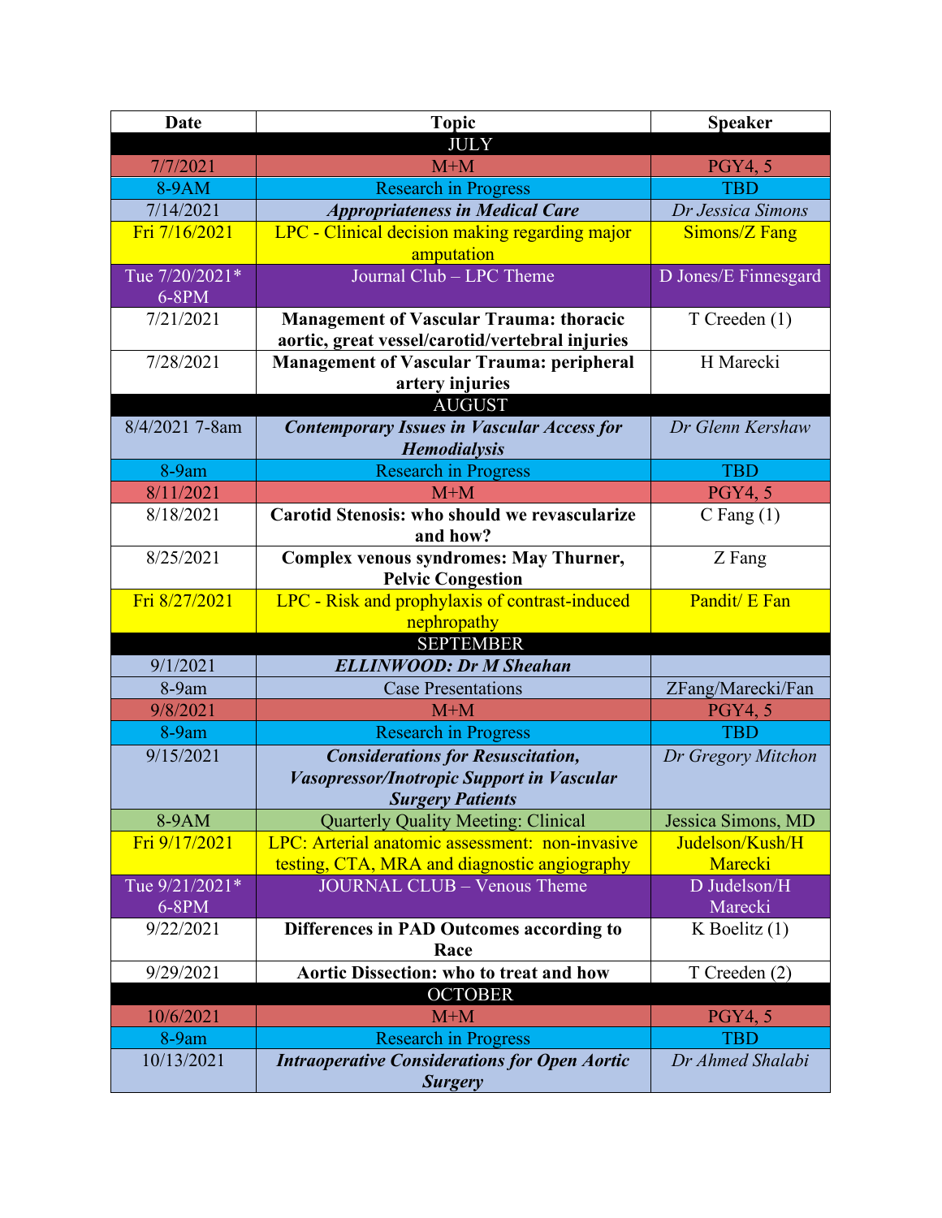| Date | Topic | Speaker |
|---|---|---|
| | JULY | |
| 7/7/2021 | M+M | PGY4, 5 |
| 8-9AM | Research in Progress | TBD |
| 7/14/2021 | ***Appropriateness in Medical Care*** | *Dr Jessica Simons* |
| Fri 7/16/2021 | LPC - Clinical decision making regarding major amputation | Simons/Z Fang |
| Tue 7/20/2021* 6-8PM | Journal Club – LPC Theme | D Jones/E Finnesgard |
| 7/21/2021 | **Management of Vascular Trauma: thoracic aortic, great vessel/carotid/vertebral injuries** | T Creeden (1) |
| 7/28/2021 | **Management of Vascular Trauma: peripheral artery injuries** | H Marecki |
| | AUGUST | |
| 8/4/2021 7-8am | ***Contemporary Issues in Vascular Access for Hemodialysis*** | *Dr Glenn Kershaw* |
| 8-9am | Research in Progress | TBD |
| 8/11/2021 | M+M | PGY4, 5 |
| 8/18/2021 | **Carotid Stenosis: who should we revascularize and how?** | C Fang (1) |
| 8/25/2021 | **Complex venous syndromes: May Thurner, Pelvic Congestion** | Z Fang |
| Fri 8/27/2021 | LPC - Risk and prophylaxis of contrast-induced nephropathy | Pandit/ E Fan |
| | SEPTEMBER | |
| 9/1/2021 | ***ELLINWOOD: Dr M Sheahan*** | |
| 8-9am | Case Presentations | ZFang/Marecki/Fan |
| 9/8/2021 | M+M | PGY4, 5 |
| 8-9am | Research in Progress | TBD |
| 9/15/2021 | ***Considerations for Resuscitation, Vasopressor/Inotropic Support in Vascular Surgery Patients*** | *Dr Gregory Mitchon* |
| 8-9AM | Quarterly Quality Meeting: Clinical | Jessica Simons, MD |
| Fri 9/17/2021 | LPC: Arterial anatomic assessment: non-invasive testing, CTA, MRA and diagnostic angiography | Judelson/Kush/H Marecki |
| Tue 9/21/2021* 6-8PM | JOURNAL CLUB – Venous Theme | D Judelson/H Marecki |
| 9/22/2021 | **Differences in PAD Outcomes according to Race** | K Boelitz (1) |
| 9/29/2021 | **Aortic Dissection: who to treat and how** | T Creeden (2) |
| | OCTOBER | |
| 10/6/2021 | M+M | PGY4, 5 |
| 8-9am | Research in Progress | TBD |
| 10/13/2021 | ***Intraoperative Considerations for Open Aortic Surgery*** | *Dr Ahmed Shalabi* |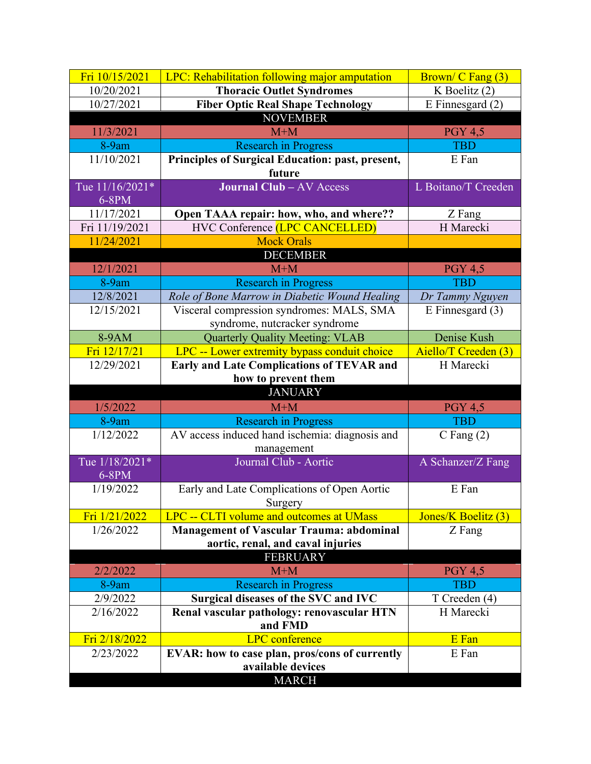| Fri 10/15/2021 | LPC: Rehabilitation following major amputation | Brown/ C Fang (3) |
|---|---|---|
| 10/20/2021 | **Thoracic Outlet Syndromes** | K Boelitz (2) |
| 10/27/2021 | **Fiber Optic Real Shape Technology** | E Finnesgard (2) |
| NOVEMBER | | |
| 11/3/2021 | M+M | PGY 4,5 |
| 8-9am | Research in Progress | TBD |
| 11/10/2021 | **Principles of Surgical Education: past, present, future** | E Fan |
| Tue 11/16/2021* 6-8PM | **Journal Club** – AV Access | L Boitano/T Creeden |
| 11/17/2021 | **Open TAAA repair: how, who, and where??** | Z Fang |
| Fri 11/19/2021 | HVC Conference (LPC CANCELLED) | H Marecki |
| 11/24/2021 | Mock Orals | |
| DECEMBER | | |
| 12/1/2021 | M+M | PGY 4,5 |
| 8-9am | Research in Progress | TBD |
| 12/8/2021 | *Role of Bone Marrow in Diabetic Wound Healing* | *Dr Tammy Nguyen* |
| 12/15/2021 | Visceral compression syndromes: MALS, SMA syndrome, nutcracker syndrome | E Finnesgard (3) |
| 8-9AM | Quarterly Quality Meeting: VLAB | Denise Kush |
| Fri 12/17/21 | LPC -- Lower extremity bypass conduit choice | Aiello/T Creeden (3) |
| 12/29/2021 | **Early and Late Complications of TEVAR and how to prevent them** | H Marecki |
| JANUARY | | |
| 1/5/2022 | M+M | PGY 4,5 |
| 8-9am | Research in Progress | TBD |
| 1/12/2022 | AV access induced hand ischemia: diagnosis and management | C Fang (2) |
| Tue 1/18/2021* 6-8PM | Journal Club - Aortic | A Schanzer/Z Fang |
| 1/19/2022 | Early and Late Complications of Open Aortic Surgery | E Fan |
| Fri 1/21/2022 | LPC -- CLTI volume and outcomes at UMass | Jones/K Boelitz (3) |
| 1/26/2022 | **Management of Vascular Trauma: abdominal aortic, renal, and caval injuries** | Z Fang |
| FEBRUARY | | |
| 2/2/2022 | M+M | PGY 4,5 |
| 8-9am | Research in Progress | TBD |
| 2/9/2022 | **Surgical diseases of the SVC and IVC** | T Creeden (4) |
| 2/16/2022 | **Renal vascular pathology: renovascular HTN and FMD** | H Marecki |
| Fri 2/18/2022 | LPC conference | E Fan |
| 2/23/2022 | **EVAR: how to case plan, pros/cons of currently available devices** | E Fan |
| MARCH | | |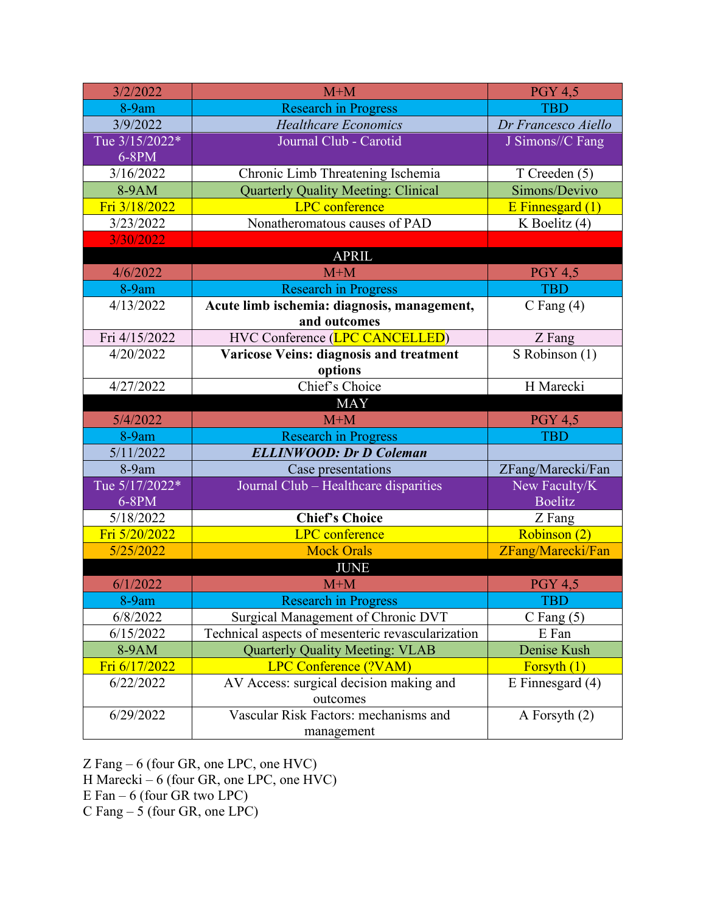| 3/2/2022 | M+M | PGY 4,5 |
|---|---|---|
| 8-9am | Research in Progress | TBD |
| 3/9/2022 | *Healthcare Economics* | *Dr Francesco Aiello* |
| Tue 3/15/2022* 6-8PM | Journal Club - Carotid | J Simons//C Fang |
| 3/16/2022 | Chronic Limb Threatening Ischemia | T Creeden (5) |
| 8-9AM | Quarterly Quality Meeting: Clinical | Simons/Devivo |
| Fri 3/18/2022 | LPC conference | E Finnesgard (1) |
| 3/23/2022 | Nonatheromatous causes of PAD | K Boelitz (4) |
| 3/30/2022 | | |
| | APRIL | |
| 4/6/2022 | M+M | PGY 4,5 |
| 8-9am | Research in Progress | TBD |
| 4/13/2022 | **Acute limb ischemia: diagnosis, management, and outcomes** | C Fang (4) |
| Fri 4/15/2022 | HVC Conference (LPC CANCELLED) | Z Fang |
| 4/20/2022 | **Varicose Veins: diagnosis and treatment options** | S Robinson (1) |
| 4/27/2022 | Chief's Choice | H Marecki |
| | MAY | |
| 5/4/2022 | M+M | PGY 4,5 |
| 8-9am | Research in Progress | TBD |
| 5/11/2022 | ***ELLINWOOD: Dr D Coleman*** | |
| 8-9am | Case presentations | ZFang/Marecki/Fan |
| Tue 5/17/2022* 6-8PM | Journal Club – Healthcare disparities | New Faculty/K Boelitz |
| 5/18/2022 | **Chief's Choice** | Z Fang |
| Fri 5/20/2022 | LPC conference | Robinson (2) |
| 5/25/2022 | Mock Orals | ZFang/Marecki/Fan |
| | JUNE | |
| 6/1/2022 | M+M | PGY 4,5 |
| 8-9am | Research in Progress | TBD |
| 6/8/2022 | Surgical Management of Chronic DVT | C Fang (5) |
| 6/15/2022 | Technical aspects of mesenteric revascularization | E Fan |
| 8-9AM | Quarterly Quality Meeting: VLAB | Denise Kush |
| Fri 6/17/2022 | LPC Conference (?VAM) | Forsyth (1) |
| 6/22/2022 | AV Access: surgical decision making and outcomes | E Finnesgard (4) |
| 6/29/2022 | Vascular Risk Factors: mechanisms and management | A Forsyth (2) |

Z Fang – 6 (four GR, one LPC, one HVC)
H Marecki – 6 (four GR, one LPC, one HVC)
E Fan – 6 (four GR two LPC)
C Fang – 5 (four GR, one LPC)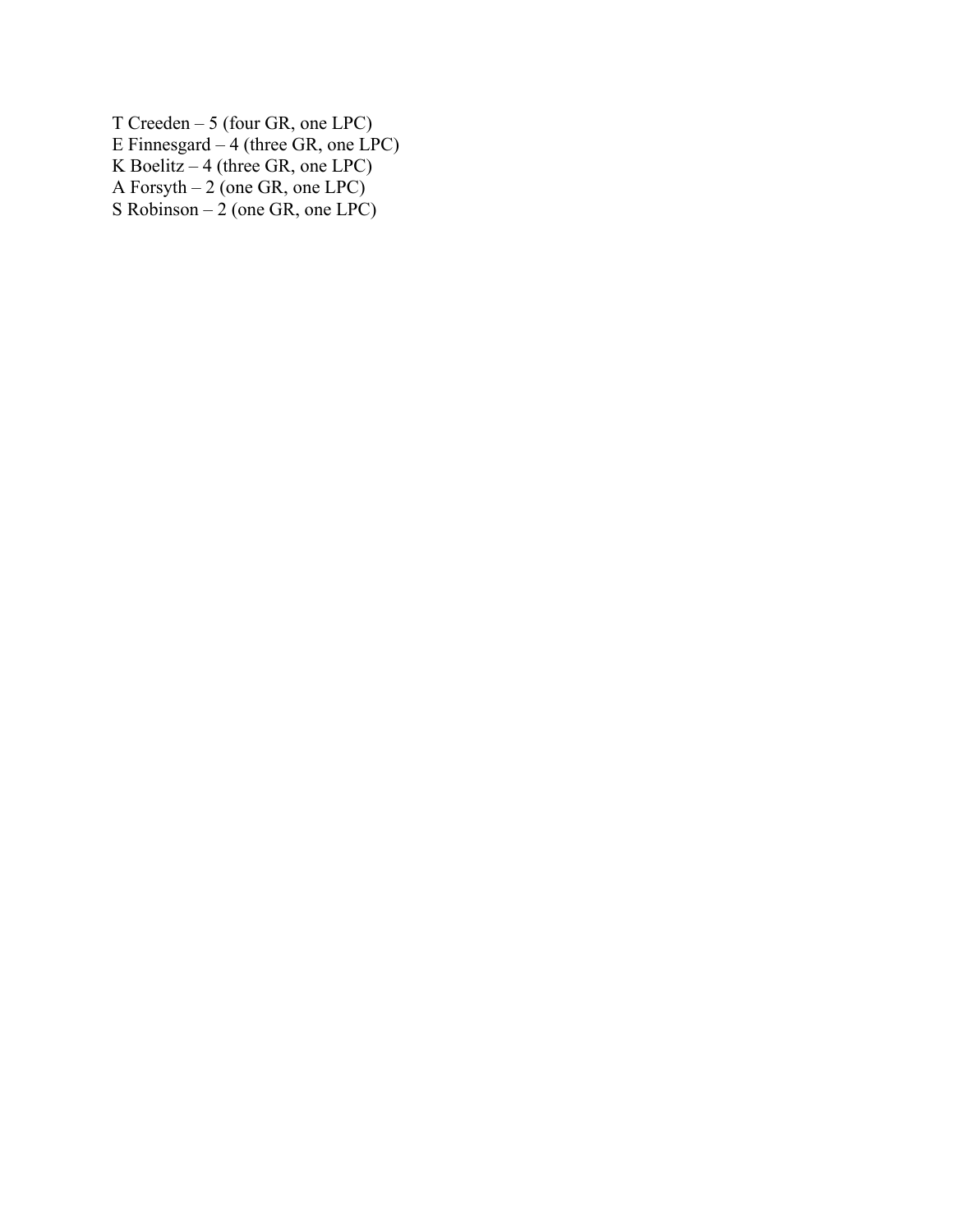T Creeden – 5 (four GR, one LPC)
E Finnesgard – 4 (three GR, one LPC)
K Boelitz – 4 (three GR, one LPC)
A Forsyth – 2 (one GR, one LPC)
S Robinson – 2 (one GR, one LPC)